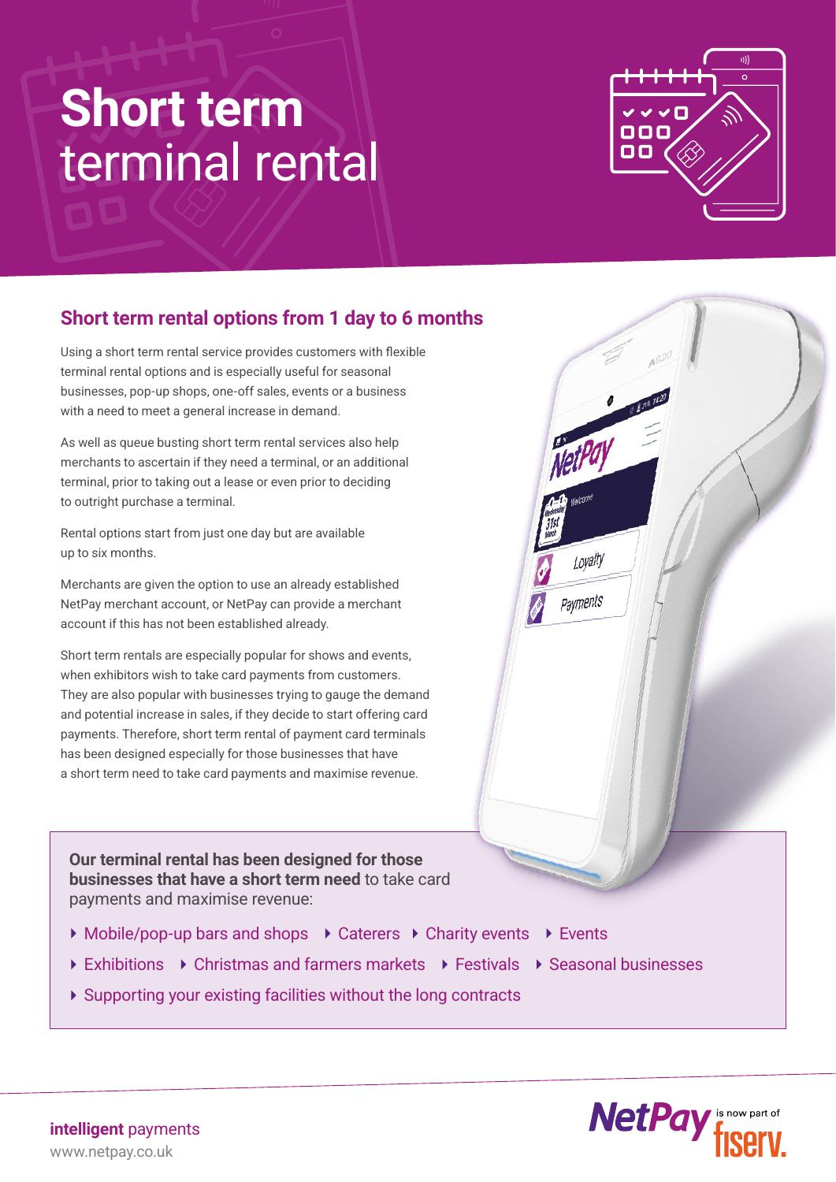# Short term terminal rental

## Short term rental options from 1 day to 6 months

Using a short term rental service provides customers with flexible terminal rental options and is especially useful for seasonal businesses, pop-up shops, one-off sales, events or a business with a need to meet a general increase in demand.

As well as queue busting short term rental services also help merchants to ascertain if they need a terminal, or an additional terminal, prior to taking out a lease or even prior to deciding to outright purchase a terminal.

Rental options start from just one day but are available up to six months.

Merchants are given the option to use an already established NetPay merchant account, or NetPay can provide a merchant account if this has not been established already.

Short term rentals are especially popular for shows and events, when exhibitors wish to take card payments from customers. They are also popular with businesses trying to gauge the demand and potential increase in sales, if they decide to start offering card payments. Therefore, short term rental of payment card terminals has been designed especially for those businesses that have a short term need to take card payments and maximise revenue.

**Our terminal rental has been designed for those businesses that have a short term need** to take card payments and maximise revenue:

- Mobile/pop-up bars and shops
- Caterers
- Charity events
- Events
- Exhibitions
- Christmas and farmers markets
- Festivals
- Seasonal businesses
- Supporting your existing facilities without the long contracts

**intelligent** payments
www.netpay.co.uk

NetPay is now part of fiserv.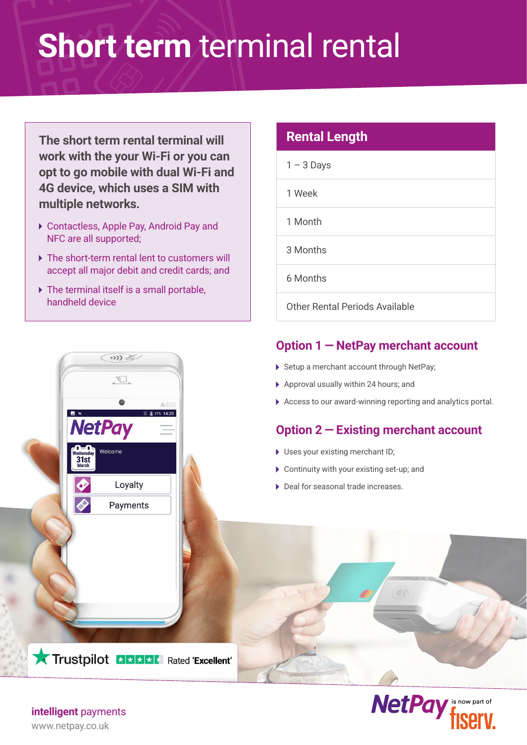# **Short term** terminal rental

**The short term rental terminal will work with the your Wi-Fi or you can opt to go mobile with dual Wi-Fi and 4G device, which uses a SIM with multiple networks.**

- Contactless, Apple Pay, Android Pay and NFC are all supported;
- The short-term rental lent to customers will accept all major debit and credit cards; and
- The terminal itself is a small portable, handheld device

| Rental Length |
|---|
| 1 – 3 Days |
| 1 Week |
| 1 Month |
| 3 Months |
| 6 Months |
| Other Rental Periods Available |

## Option 1 — NetPay merchant account

- Setup a merchant account through NetPay;
- Approval usually within 24 hours; and
- Access to our award-winning reporting and analytics portal.

## Option 2 — Existing merchant account

- Uses your existing merchant ID;
- Continuity with your existing set-up; and
- Deal for seasonal trade increases.

Trustpilot Rated **'Excellent'**

**intelligent** payments
www.netpay.co.uk

NetPay is now part of fiserv.